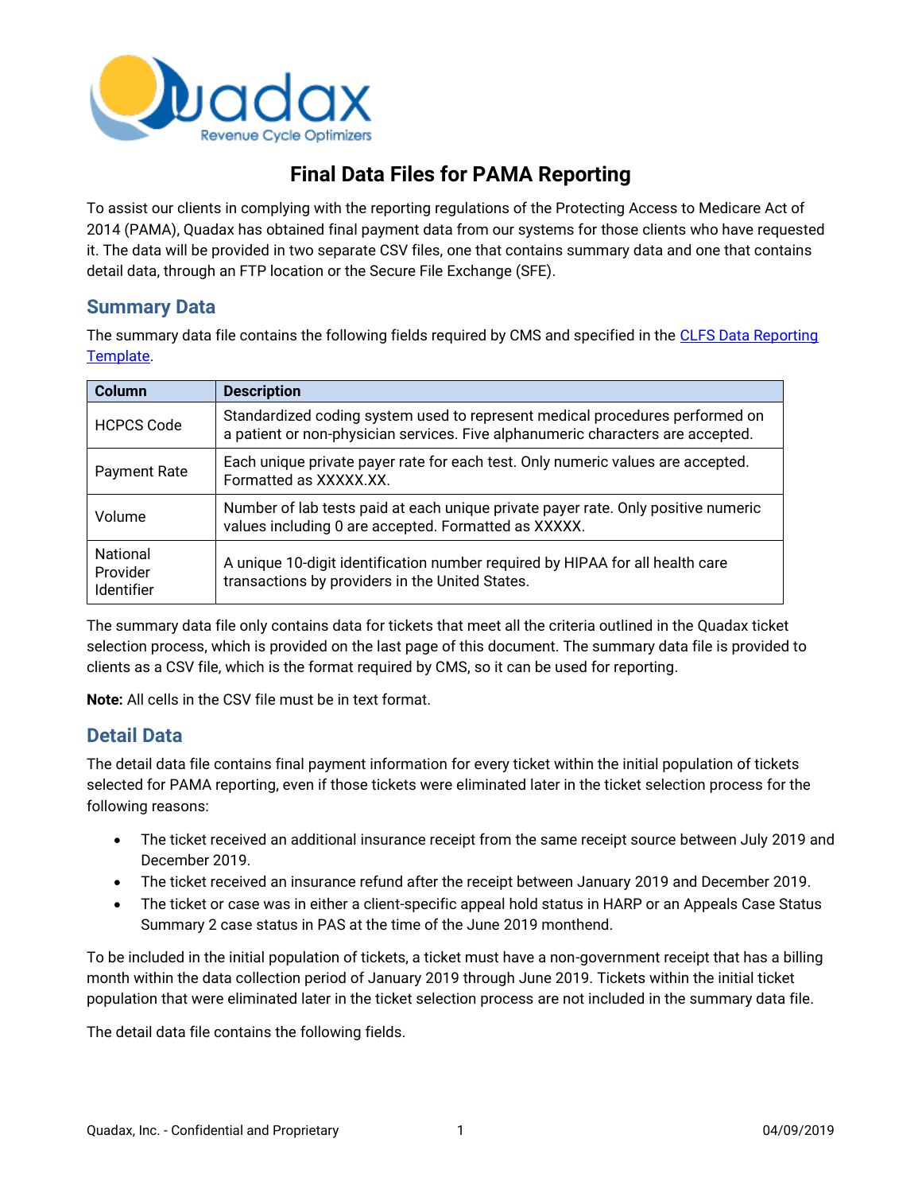# Final Data Files for PAMA Reporting

To assist our clients in complying with the reporting regulations of the Protecting Access to Medicare Act of 2014 (PAMA), Quadax has obtained final payment data from our systems for those clients who have requested it. The data will be provided in two separate CSV files, one that contains summary data and one that contains detail data, through an FTP location or the Secure File Exchange (SFE).

## Summary Data

The summary data file contains the following fields required by CMS and specified in the CLFS Data Reporting Template.

| Column | Description |
| --- | --- |
| HCPCS Code | Standardized coding system used to represent medical procedures performed on a patient or non-physician services. Five alphanumeric characters are accepted. |
| Payment Rate | Each unique private payer rate for each test. Only numeric values are accepted. Formatted as XXXXX.XX. |
| Volume | Number of lab tests paid at each unique private payer rate. Only positive numeric values including 0 are accepted. Formatted as XXXXX. |
| National Provider Identifier | A unique 10-digit identification number required by HIPAA for all health care transactions by providers in the United States. |

The summary data file only contains data for tickets that meet all the criteria outlined in the Quadax ticket selection process, which is provided on the last page of this document. The summary data file is provided to clients as a CSV file, which is the format required by CMS, so it can be used for reporting.

**Note:** All cells in the CSV file must be in text format.

## Detail Data

The detail data file contains final payment information for every ticket within the initial population of tickets selected for PAMA reporting, even if those tickets were eliminated later in the ticket selection process for the following reasons:

- The ticket received an additional insurance receipt from the same receipt source between July 2019 and December 2019.
- The ticket received an insurance refund after the receipt between January 2019 and December 2019.
- The ticket or case was in either a client-specific appeal hold status in HARP or an Appeals Case Status Summary 2 case status in PAS at the time of the June 2019 monthend.

To be included in the initial population of tickets, a ticket must have a non-government receipt that has a billing month within the data collection period of January 2019 through June 2019. Tickets within the initial ticket population that were eliminated later in the ticket selection process are not included in the summary data file.

The detail data file contains the following fields.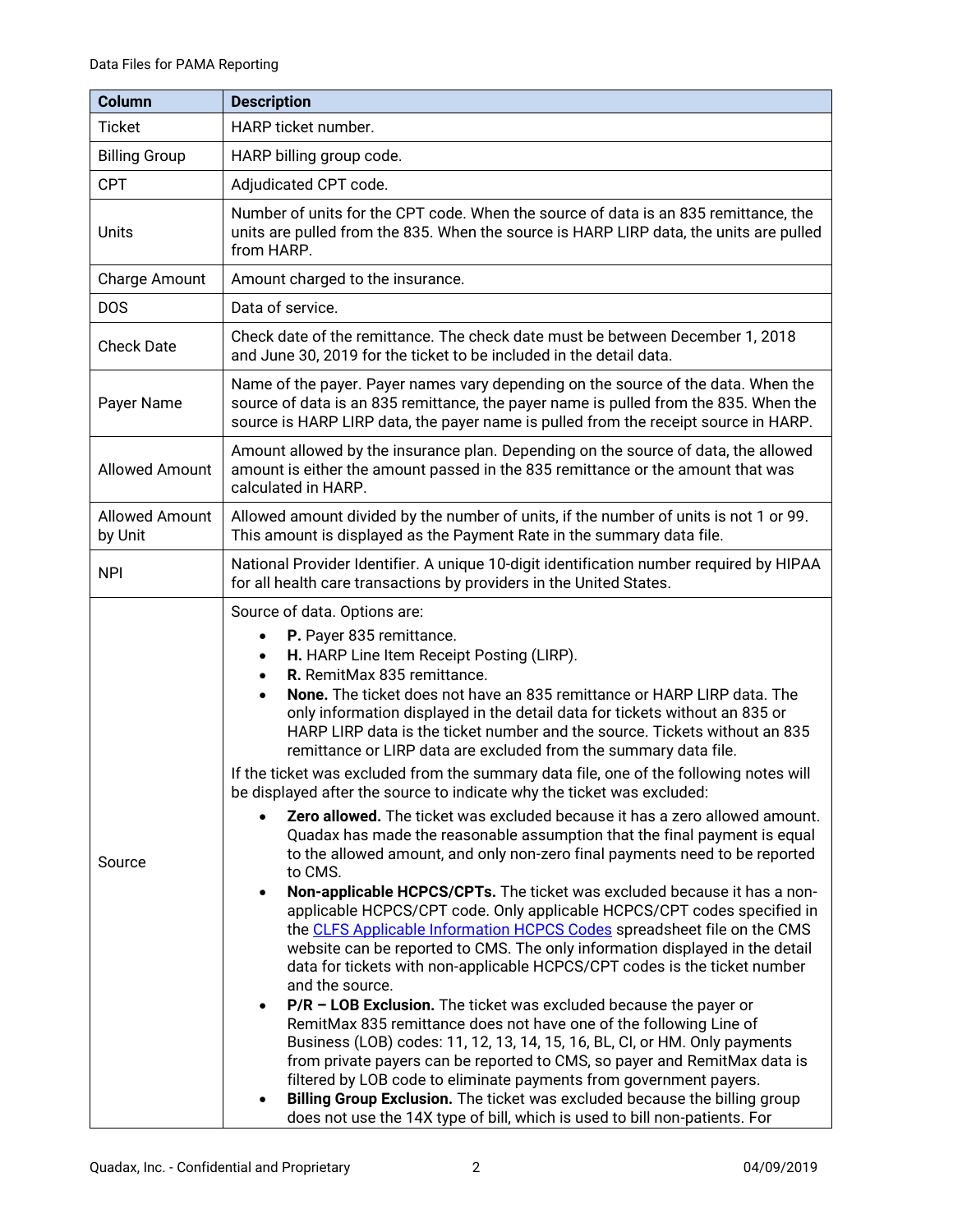| Column | Description |
| --- | --- |
| Ticket | HARP ticket number. |
| Billing Group | HARP billing group code. |
| CPT | Adjudicated CPT code. |
| Units | Number of units for the CPT code. When the source of data is an 835 remittance, the units are pulled from the 835. When the source is HARP LIRP data, the units are pulled from HARP. |
| Charge Amount | Amount charged to the insurance. |
| DOS | Data of service. |
| Check Date | Check date of the remittance. The check date must be between December 1, 2018 and June 30, 2019 for the ticket to be included in the detail data. |
| Payer Name | Name of the payer. Payer names vary depending on the source of the data. When the source of data is an 835 remittance, the payer name is pulled from the 835. When the source is HARP LIRP data, the payer name is pulled from the receipt source in HARP. |
| Allowed Amount | Amount allowed by the insurance plan. Depending on the source of data, the allowed amount is either the amount passed in the 835 remittance or the amount that was calculated in HARP. |
| Allowed Amount by Unit | Allowed amount divided by the number of units, if the number of units is not 1 or 99. This amount is displayed as the Payment Rate in the summary data file. |
| NPI | National Provider Identifier. A unique 10-digit identification number required by HIPAA for all health care transactions by providers in the United States. |
| Source | Source of data. Options are:<br>• **P.** Payer 835 remittance.<br>• **H.** HARP Line Item Receipt Posting (LIRP).<br>• **R.** RemitMax 835 remittance.<br>• **None.** The ticket does not have an 835 remittance or HARP LIRP data. The only information displayed in the detail data for tickets without an 835 or HARP LIRP data is the ticket number and the source. Tickets without an 835 remittance or LIRP data are excluded from the summary data file.<br><br>If the ticket was excluded from the summary data file, one of the following notes will be displayed after the source to indicate why the ticket was excluded:<br>• **Zero allowed.** The ticket was excluded because it has a zero allowed amount. Quadax has made the reasonable assumption that the final payment is equal to the allowed amount, and only non-zero final payments need to be reported to CMS.<br>• **Non-applicable HCPCS/CPTs.** The ticket was excluded because it has a non-applicable HCPCS/CPT code. Only applicable HCPCS/CPT codes specified in the [CLFS Applicable Information HCPCS Codes] spreadsheet file on the CMS website can be reported to CMS. The only information displayed in the detail data for tickets with non-applicable HCPCS/CPT codes is the ticket number and the source.<br>• **P/R – LOB Exclusion.** The ticket was excluded because the payer or RemitMax 835 remittance does not have one of the following Line of Business (LOB) codes: 11, 12, 13, 14, 15, 16, BL, CI, or HM. Only payments from private payers can be reported to CMS, so payer and RemitMax data is filtered by LOB code to eliminate payments from government payers.<br>• **Billing Group Exclusion.** The ticket was excluded because the billing group does not use the 14X type of bill, which is used to bill non-patients. For |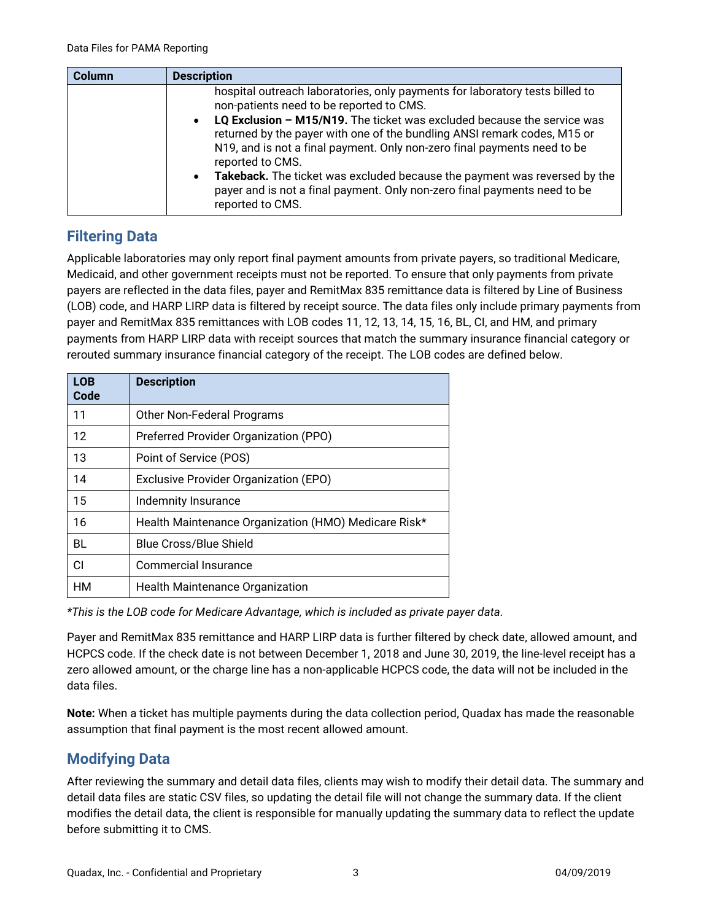| Column | Description |
| --- | --- |
| | hospital outreach laboratories, only payments for laboratory tests billed to non-patients need to be reported to CMS.<br>• **LQ Exclusion – M15/N19.** The ticket was excluded because the service was returned by the payer with one of the bundling ANSI remark codes, M15 or N19, and is not a final payment. Only non-zero final payments need to be reported to CMS.<br>• **Takeback.** The ticket was excluded because the payment was reversed by the payer and is not a final payment. Only non-zero final payments need to be reported to CMS. |

## Filtering Data

Applicable laboratories may only report final payment amounts from private payers, so traditional Medicare, Medicaid, and other government receipts must not be reported. To ensure that only payments from private payers are reflected in the data files, payer and RemitMax 835 remittance data is filtered by Line of Business (LOB) code, and HARP LIRP data is filtered by receipt source. The data files only include primary payments from payer and RemitMax 835 remittances with LOB codes 11, 12, 13, 14, 15, 16, BL, CI, and HM, and primary payments from HARP LIRP data with receipt sources that match the summary insurance financial category or rerouted summary insurance financial category of the receipt. The LOB codes are defined below.

| LOB Code | Description |
| --- | --- |
| 11 | Other Non-Federal Programs |
| 12 | Preferred Provider Organization (PPO) |
| 13 | Point of Service (POS) |
| 14 | Exclusive Provider Organization (EPO) |
| 15 | Indemnity Insurance |
| 16 | Health Maintenance Organization (HMO) Medicare Risk* |
| BL | Blue Cross/Blue Shield |
| CI | Commercial Insurance |
| HM | Health Maintenance Organization |

*\*This is the LOB code for Medicare Advantage, which is included as private payer data.*

Payer and RemitMax 835 remittance and HARP LIRP data is further filtered by check date, allowed amount, and HCPCS code. If the check date is not between December 1, 2018 and June 30, 2019, the line-level receipt has a zero allowed amount, or the charge line has a non-applicable HCPCS code, the data will not be included in the data files.

**Note:** When a ticket has multiple payments during the data collection period, Quadax has made the reasonable assumption that final payment is the most recent allowed amount.

## Modifying Data

After reviewing the summary and detail data files, clients may wish to modify their detail data. The summary and detail data files are static CSV files, so updating the detail file will not change the summary data. If the client modifies the detail data, the client is responsible for manually updating the summary data to reflect the update before submitting it to CMS.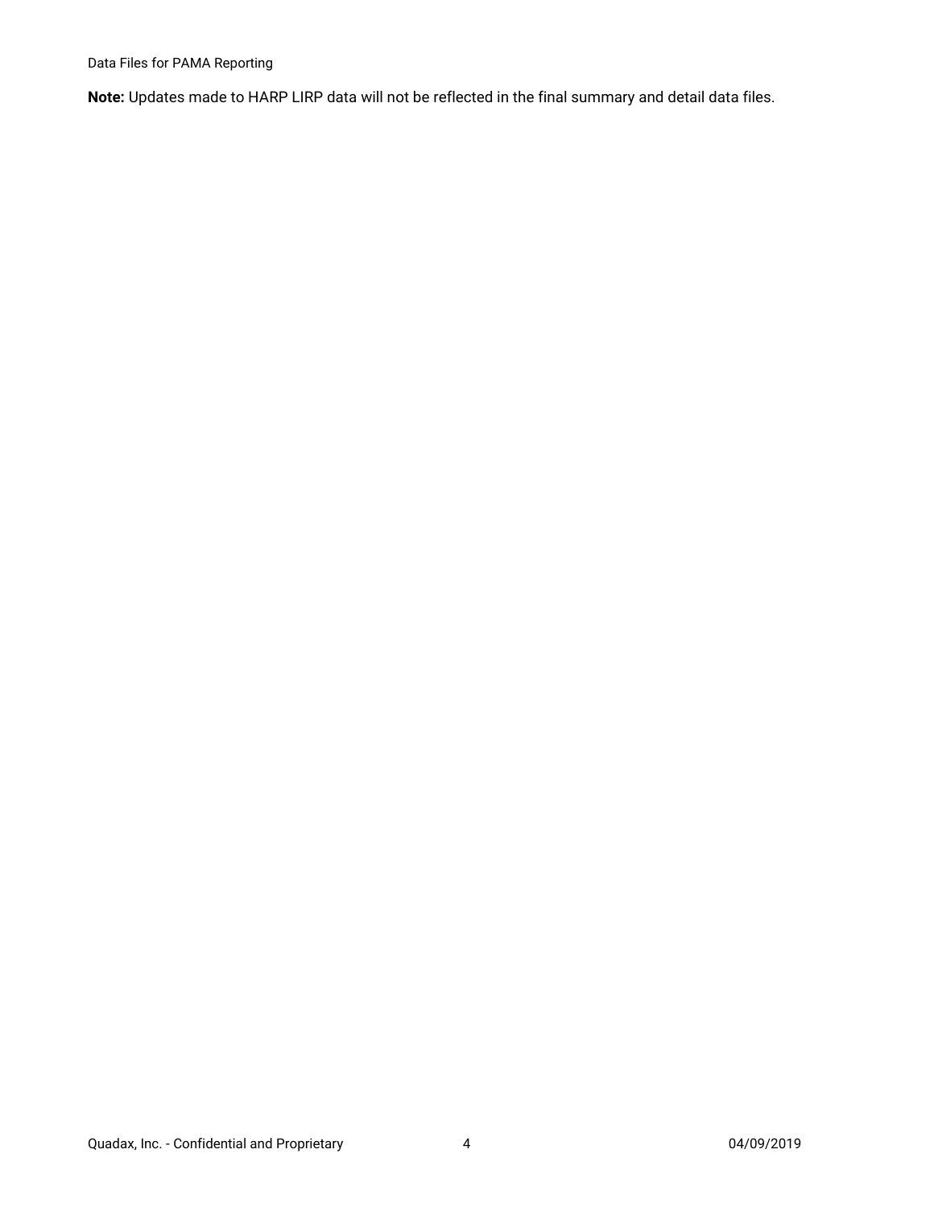**Note:** Updates made to HARP LIRP data will not be reflected in the final summary and detail data files.